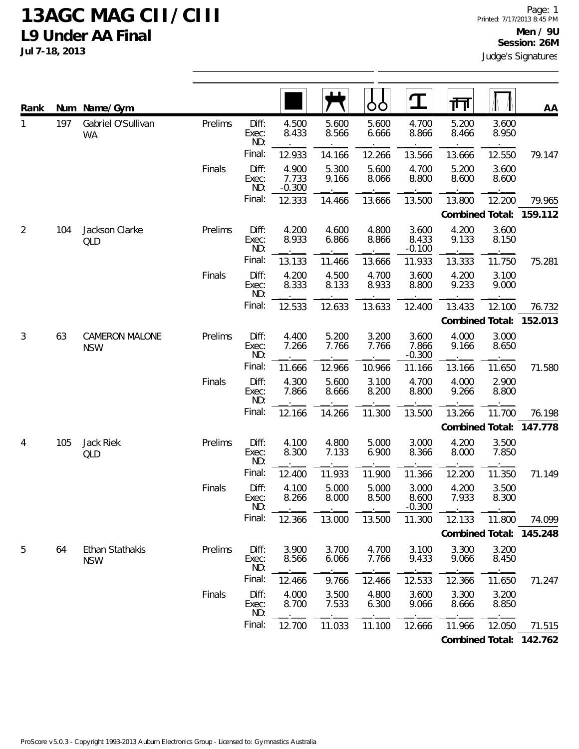# 13AGC MAG CII / CIII

## L9 Under AA Final

**Jul 7-18, 2013**

**Men / 9U**
**Session: 26M**

Judge's Signatures

| Rank | Num | Name/Gym | | | Floor | Pommel Horse | Rings | Vault | Parallel Bars | High Bar | AA |
|---|---|---|---|---|---|---|---|---|---|---|---|
| 1 | 197 | Gabriel O'Sullivan WA | Prelims | Diff: | 4.500 | 5.600 | 5.600 | 4.700 | 5.200 | 3.600 | |
| | | | | Exec: | 8.433 | 8.566 | 6.666 | 8.866 | 8.466 | 8.950 | |
| | | | | ND: | | | | | | | |
| | | | | Final: | 12.933 | 14.166 | 12.266 | 13.566 | 13.666 | 12.550 | 79.147 |
| | | | Finals | Diff: | 4.900 | 5.300 | 5.600 | 4.700 | 5.200 | 3.600 | |
| | | | | Exec: | 7.733 | 9.166 | 8.066 | 8.800 | 8.600 | 8.600 | |
| | | | | ND: | -0.300 | | | | | | |
| | | | | Final: | 12.333 | 14.466 | 13.666 | 13.500 | 13.800 | 12.200 | 79.965 |
| | | | | | | | | | **Combined Total:** | | **159.112** |
| 2 | 104 | Jackson Clarke QLD | Prelims | Diff: | 4.200 | 4.600 | 4.800 | 3.600 | 4.200 | 3.600 | |
| | | | | Exec: | 8.933 | 6.866 | 8.866 | 8.433 | 9.133 | 8.150 | |
| | | | | ND: | | | | -0.100 | | | |
| | | | | Final: | 13.133 | 11.466 | 13.666 | 11.933 | 13.333 | 11.750 | 75.281 |
| | | | Finals | Diff: | 4.200 | 4.500 | 4.700 | 3.600 | 4.200 | 3.100 | |
| | | | | Exec: | 8.333 | 8.133 | 8.933 | 8.800 | 9.233 | 9.000 | |
| | | | | ND: | | | | | | | |
| | | | | Final: | 12.533 | 12.633 | 13.633 | 12.400 | 13.433 | 12.100 | 76.732 |
| | | | | | | | | | **Combined Total:** | | **152.013** |
| 3 | 63 | CAMERON MALONE NSW | Prelims | Diff: | 4.400 | 5.200 | 3.200 | 3.600 | 4.000 | 3.000 | |
| | | | | Exec: | 7.266 | 7.766 | 7.766 | 7.866 | 9.166 | 8.650 | |
| | | | | ND: | | | | -0.300 | | | |
| | | | | Final: | 11.666 | 12.966 | 10.966 | 11.166 | 13.166 | 11.650 | 71.580 |
| | | | Finals | Diff: | 4.300 | 5.600 | 3.100 | 4.700 | 4.000 | 2.900 | |
| | | | | Exec: | 7.866 | 8.666 | 8.200 | 8.800 | 9.266 | 8.800 | |
| | | | | ND: | | | | | | | |
| | | | | Final: | 12.166 | 14.266 | 11.300 | 13.500 | 13.266 | 11.700 | 76.198 |
| | | | | | | | | | **Combined Total:** | | **147.778** |
| 4 | 105 | Jack Riek QLD | Prelims | Diff: | 4.100 | 4.800 | 5.000 | 3.000 | 4.200 | 3.500 | |
| | | | | Exec: | 8.300 | 7.133 | 6.900 | 8.366 | 8.000 | 7.850 | |
| | | | | ND: | | | | | | | |
| | | | | Final: | 12.400 | 11.933 | 11.900 | 11.366 | 12.200 | 11.350 | 71.149 |
| | | | Finals | Diff: | 4.100 | 5.000 | 5.000 | 3.000 | 4.200 | 3.500 | |
| | | | | Exec: | 8.266 | 8.000 | 8.500 | 8.600 | 7.933 | 8.300 | |
| | | | | ND: | | | | -0.300 | | | |
| | | | | Final: | 12.366 | 13.000 | 13.500 | 11.300 | 12.133 | 11.800 | 74.099 |
| | | | | | | | | | **Combined Total:** | | **145.248** |
| 5 | 64 | Ethan Stathakis NSW | Prelims | Diff: | 3.900 | 3.700 | 4.700 | 3.100 | 3.300 | 3.200 | |
| | | | | Exec: | 8.566 | 6.066 | 7.766 | 9.433 | 9.066 | 8.450 | |
| | | | | ND: | | | | | | | |
| | | | | Final: | 12.466 | 9.766 | 12.466 | 12.533 | 12.366 | 11.650 | 71.247 |
| | | | Finals | Diff: | 4.000 | 3.500 | 4.800 | 3.600 | 3.300 | 3.200 | |
| | | | | Exec: | 8.700 | 7.533 | 6.300 | 9.066 | 8.666 | 8.850 | |
| | | | | ND: | | | | | | | |
| | | | | Final: | 12.700 | 11.033 | 11.100 | 12.666 | 11.966 | 12.050 | 71.515 |
| | | | | | | | | | **Combined Total:** | | **142.762** |

ProScore v5.0.3 - Copyright 1993-2013 Auburn Electronics Group - Licensed to: Gymnastics Australia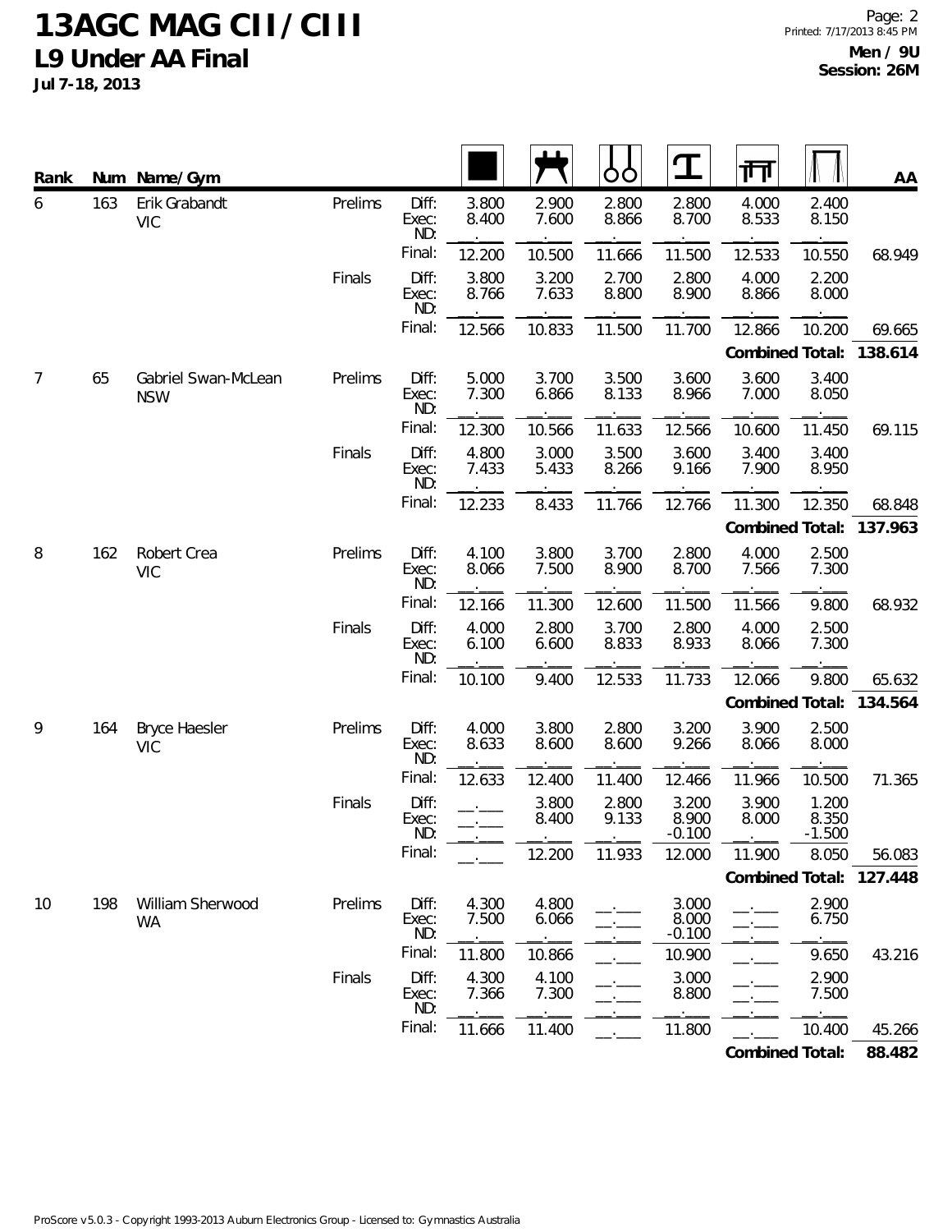# 13AGC MAG CII / CIII

## L9 Under AA Final

**Jul 7-18, 2013**

Page: 2
Printed: 7/17/2013 8:45 PM

**Men / 9U**
**Session: 26M**

| Rank | Num | Name/Gym | | | Floor | Pommel Horse | Rings | Vault | Parallel Bars | High Bar | AA |
|---|---|---|---|---|---|---|---|---|---|---|---|
| 6 | 163 | Erik Grabandt VIC | Prelims | Diff: | 3.800 | 2.900 | 2.800 | 2.800 | 4.000 | 2.400 | |
| | | | | Exec: | 8.400 | 7.600 | 8.866 | 8.700 | 8.533 | 8.150 | |
| | | | | ND: | . | . | . | . | . | . | |
| | | | | Final: | 12.200 | 10.500 | 11.666 | 11.500 | 12.533 | 10.550 | 68.949 |
| | | | Finals | Diff: | 3.800 | 3.200 | 2.700 | 2.800 | 4.000 | 2.200 | |
| | | | | Exec: | 8.766 | 7.633 | 8.800 | 8.900 | 8.866 | 8.000 | |
| | | | | ND: | . | . | . | . | . | . | |
| | | | | Final: | 12.566 | 10.833 | 11.500 | 11.700 | 12.866 | 10.200 | 69.665 |
| | | | | | | | | | **Combined Total:** | | **138.614** |
| 7 | 65 | Gabriel Swan-McLean NSW | Prelims | Diff: | 5.000 | 3.700 | 3.500 | 3.600 | 3.600 | 3.400 | |
| | | | | Exec: | 7.300 | 6.866 | 8.133 | 8.966 | 7.000 | 8.050 | |
| | | | | ND: | . | . | . | . | . | . | |
| | | | | Final: | 12.300 | 10.566 | 11.633 | 12.566 | 10.600 | 11.450 | 69.115 |
| | | | Finals | Diff: | 4.800 | 3.000 | 3.500 | 3.600 | 3.400 | 3.400 | |
| | | | | Exec: | 7.433 | 5.433 | 8.266 | 9.166 | 7.900 | 8.950 | |
| | | | | ND: | . | . | . | . | . | . | |
| | | | | Final: | 12.233 | 8.433 | 11.766 | 12.766 | 11.300 | 12.350 | 68.848 |
| | | | | | | | | | **Combined Total:** | | **137.963** |
| 8 | 162 | Robert Crea VIC | Prelims | Diff: | 4.100 | 3.800 | 3.700 | 2.800 | 4.000 | 2.500 | |
| | | | | Exec: | 8.066 | 7.500 | 8.900 | 8.700 | 7.566 | 7.300 | |
| | | | | ND: | . | . | . | . | . | . | |
| | | | | Final: | 12.166 | 11.300 | 12.600 | 11.500 | 11.566 | 9.800 | 68.932 |
| | | | Finals | Diff: | 4.000 | 2.800 | 3.700 | 2.800 | 4.000 | 2.500 | |
| | | | | Exec: | 6.100 | 6.600 | 8.833 | 8.933 | 8.066 | 7.300 | |
| | | | | ND: | . | . | . | . | . | . | |
| | | | | Final: | 10.100 | 9.400 | 12.533 | 11.733 | 12.066 | 9.800 | 65.632 |
| | | | | | | | | | **Combined Total:** | | **134.564** |
| 9 | 164 | Bryce Haesler VIC | Prelims | Diff: | 4.000 | 3.800 | 2.800 | 3.200 | 3.900 | 2.500 | |
| | | | | Exec: | 8.633 | 8.600 | 8.600 | 9.266 | 8.066 | 8.000 | |
| | | | | ND: | . | . | . | . | . | . | |
| | | | | Final: | 12.633 | 12.400 | 11.400 | 12.466 | 11.966 | 10.500 | 71.365 |
| | | | Finals | Diff: | . | 3.800 | 2.800 | 3.200 | 3.900 | 1.200 | |
| | | | | Exec: | . | 8.400 | 9.133 | 8.900 | 8.000 | 8.350 | |
| | | | | ND: | . | . | . | -0.100 | . | -1.500 | |
| | | | | Final: | . | 12.200 | 11.933 | 12.000 | 11.900 | 8.050 | 56.083 |
| | | | | | | | | | **Combined Total:** | | **127.448** |
| 10 | 198 | William Sherwood WA | Prelims | Diff: | 4.300 | 4.800 | . | 3.000 | . | 2.900 | |
| | | | | Exec: | 7.500 | 6.066 | . | 8.000 | . | 6.750 | |
| | | | | ND: | . | . | . | -0.100 | . | . | |
| | | | | Final: | 11.800 | 10.866 | . | 10.900 | . | 9.650 | 43.216 |
| | | | Finals | Diff: | 4.300 | 4.100 | . | 3.000 | . | 2.900 | |
| | | | | Exec: | 7.366 | 7.300 | . | 8.800 | . | 7.500 | |
| | | | | ND: | . | . | . | . | . | . | |
| | | | | Final: | 11.666 | 11.400 | . | 11.800 | . | 10.400 | 45.266 |
| | | | | | | | | | **Combined Total:** | | **88.482** |

ProScore v5.0.3 - Copyright 1993-2013 Auburn Electronics Group - Licensed to: Gymnastics Australia